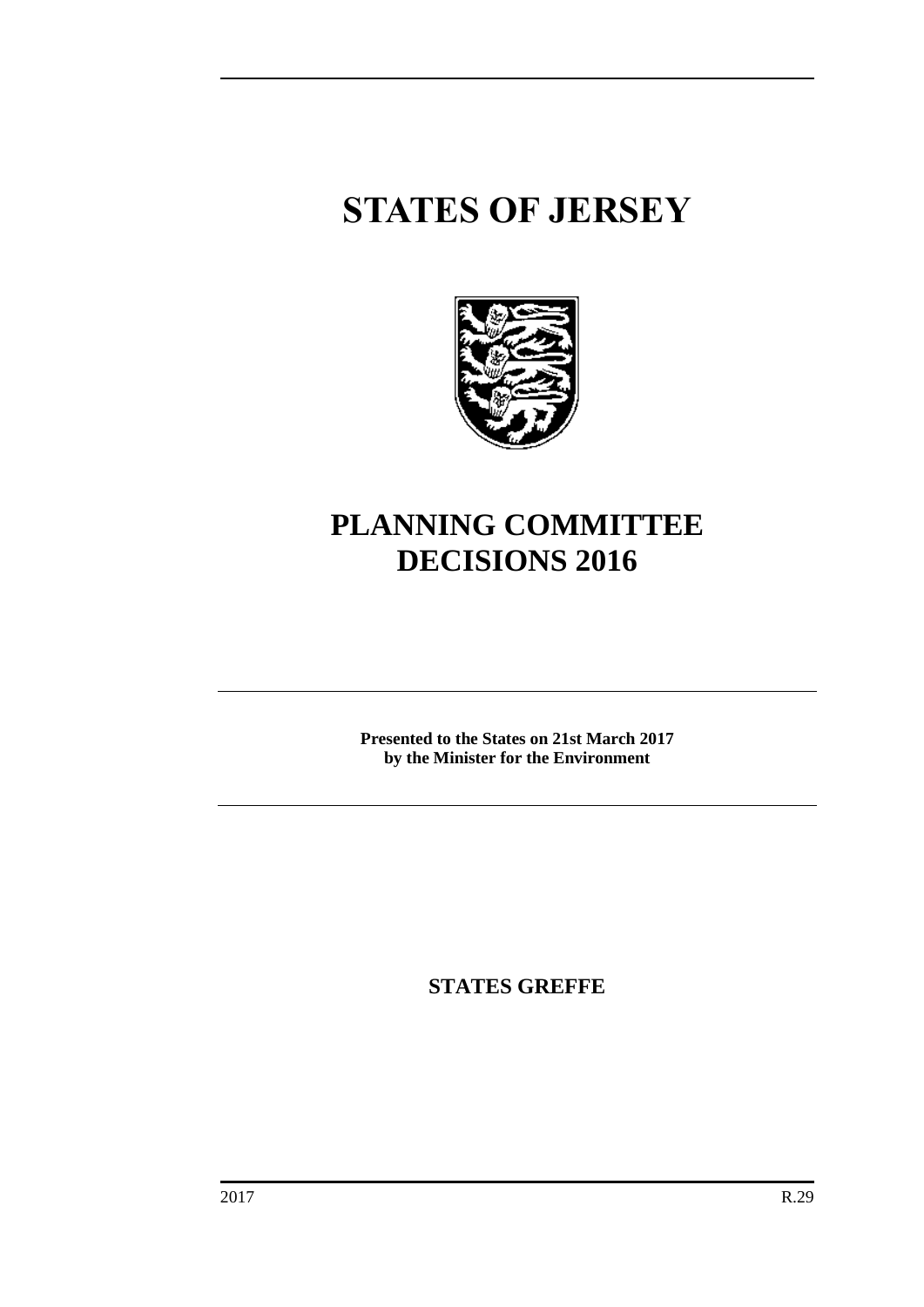# STATES OF JERSEY

# PLANNING COMMITTEE DECISIONS 2016

**Presented to the States on 21st March 2017**
**by the Minister for the Environment**

**STATES GREFFE**

2017 R.29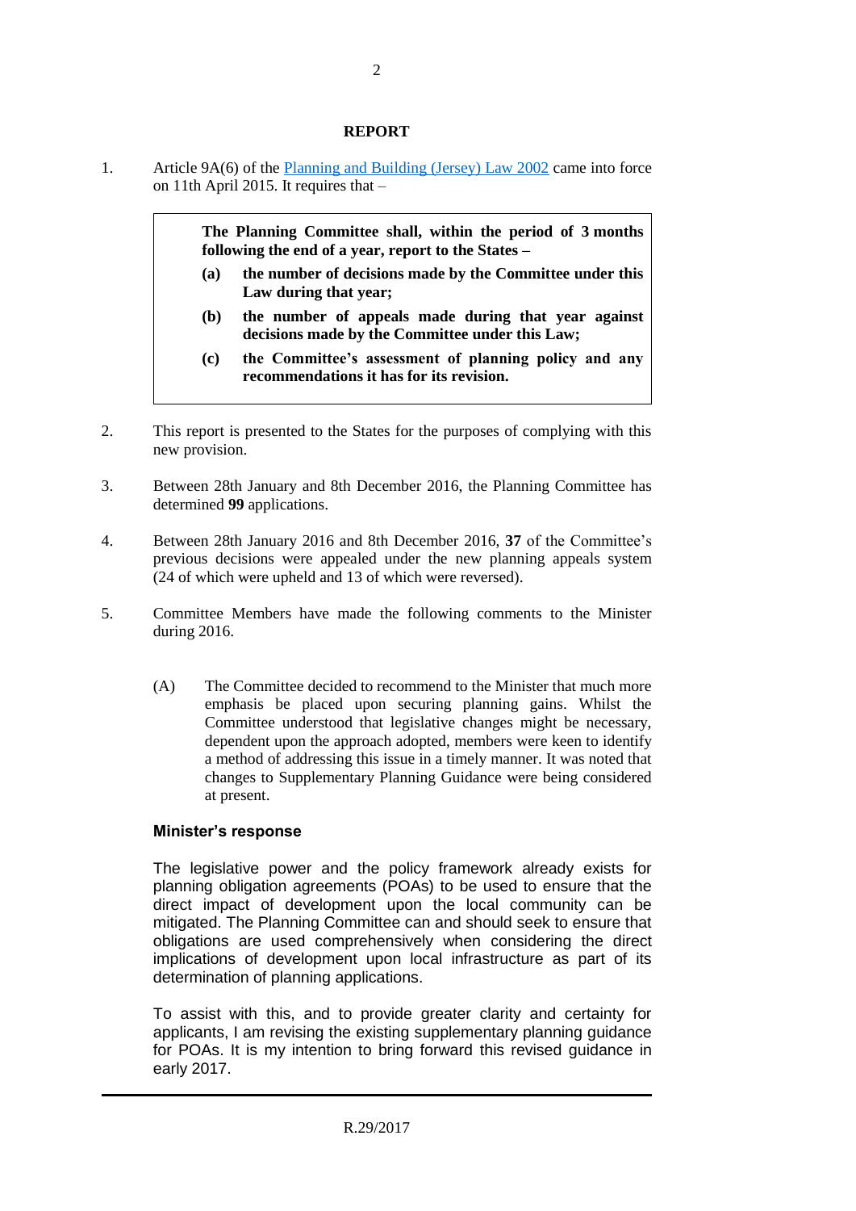## REPORT

1. Article 9A(6) of the [Planning and Building (Jersey) Law 2002](#) came into force on 11th April 2015. It requires that –

> **The Planning Committee shall, within the period of 3 months following the end of a year, report to the States –**
>
> **(a) the number of decisions made by the Committee under this Law during that year;**
>
> **(b) the number of appeals made during that year against decisions made by the Committee under this Law;**
>
> **(c) the Committee's assessment of planning policy and any recommendations it has for its revision.**

2. This report is presented to the States for the purposes of complying with this new provision.

3. Between 28th January and 8th December 2016, the Planning Committee has determined **99** applications.

4. Between 28th January 2016 and 8th December 2016, **37** of the Committee's previous decisions were appealed under the new planning appeals system (24 of which were upheld and 13 of which were reversed).

5. Committee Members have made the following comments to the Minister during 2016.

   (A) The Committee decided to recommend to the Minister that much more emphasis be placed upon securing planning gains. Whilst the Committee understood that legislative changes might be necessary, dependent upon the approach adopted, members were keen to identify a method of addressing this issue in a timely manner. It was noted that changes to Supplementary Planning Guidance were being considered at present.

   **Minister's response**

   The legislative power and the policy framework already exists for planning obligation agreements (POAs) to be used to ensure that the direct impact of development upon the local community can be mitigated. The Planning Committee can and should seek to ensure that obligations are used comprehensively when considering the direct implications of development upon local infrastructure as part of its determination of planning applications.

   To assist with this, and to provide greater clarity and certainty for applicants, I am revising the existing supplementary planning guidance for POAs. It is my intention to bring forward this revised guidance in early 2017.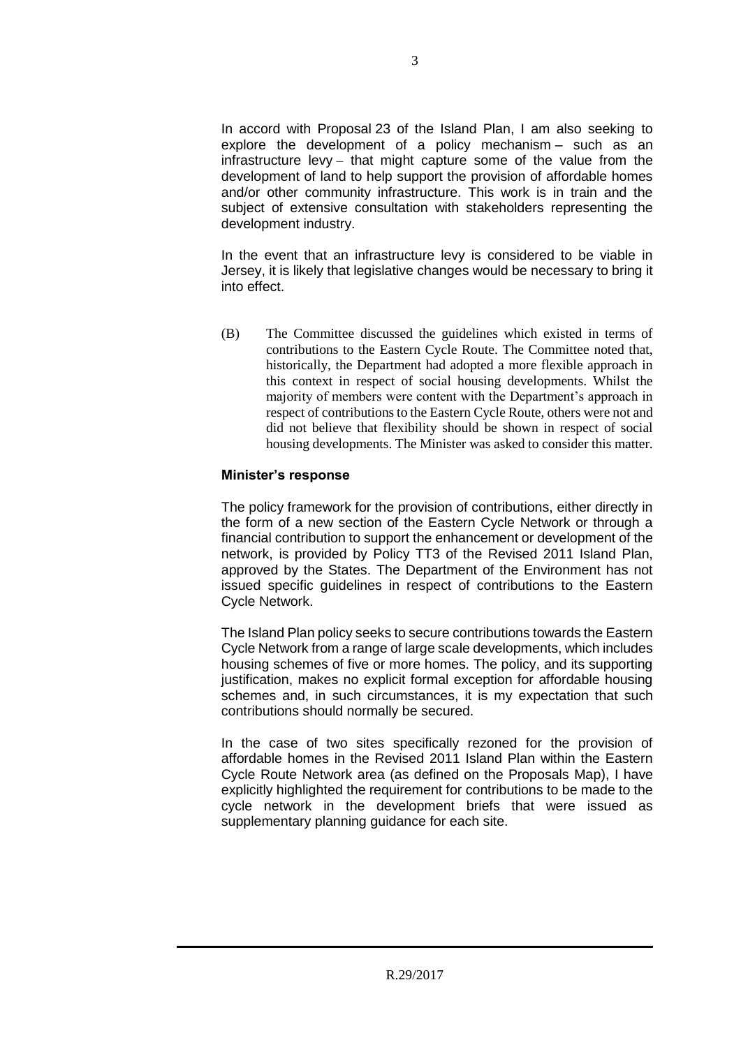In accord with Proposal 23 of the Island Plan, I am also seeking to explore the development of a policy mechanism – such as an infrastructure levy – that might capture some of the value from the development of land to help support the provision of affordable homes and/or other community infrastructure. This work is in train and the subject of extensive consultation with stakeholders representing the development industry.

In the event that an infrastructure levy is considered to be viable in Jersey, it is likely that legislative changes would be necessary to bring it into effect.

(B) The Committee discussed the guidelines which existed in terms of contributions to the Eastern Cycle Route. The Committee noted that, historically, the Department had adopted a more flexible approach in this context in respect of social housing developments. Whilst the majority of members were content with the Department's approach in respect of contributions to the Eastern Cycle Route, others were not and did not believe that flexibility should be shown in respect of social housing developments. The Minister was asked to consider this matter.

**Minister's response**

The policy framework for the provision of contributions, either directly in the form of a new section of the Eastern Cycle Network or through a financial contribution to support the enhancement or development of the network, is provided by Policy TT3 of the Revised 2011 Island Plan, approved by the States. The Department of the Environment has not issued specific guidelines in respect of contributions to the Eastern Cycle Network.

The Island Plan policy seeks to secure contributions towards the Eastern Cycle Network from a range of large scale developments, which includes housing schemes of five or more homes. The policy, and its supporting justification, makes no explicit formal exception for affordable housing schemes and, in such circumstances, it is my expectation that such contributions should normally be secured.

In the case of two sites specifically rezoned for the provision of affordable homes in the Revised 2011 Island Plan within the Eastern Cycle Route Network area (as defined on the Proposals Map), I have explicitly highlighted the requirement for contributions to be made to the cycle network in the development briefs that were issued as supplementary planning guidance for each site.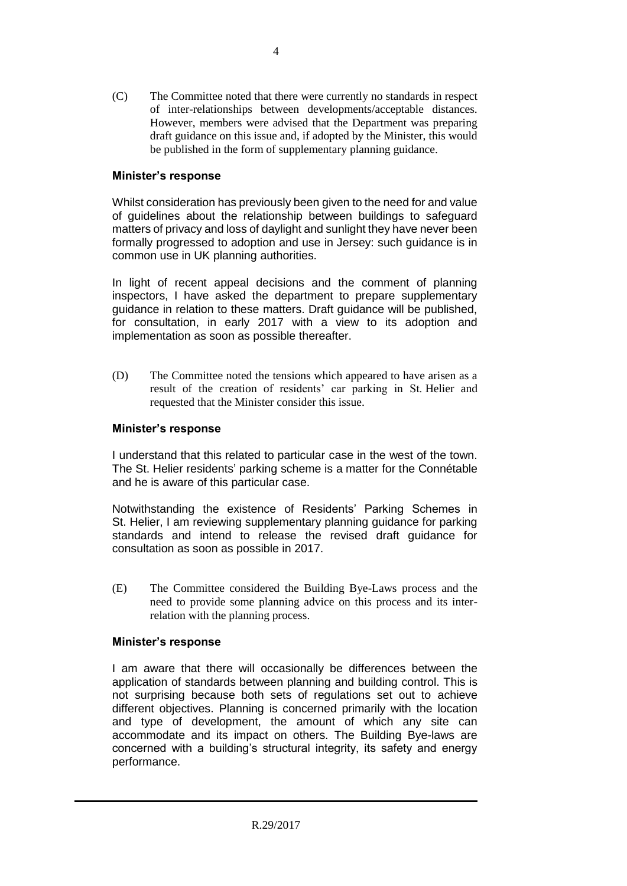(C) The Committee noted that there were currently no standards in respect of inter-relationships between developments/acceptable distances. However, members were advised that the Department was preparing draft guidance on this issue and, if adopted by the Minister, this would be published in the form of supplementary planning guidance.

**Minister's response**

Whilst consideration has previously been given to the need for and value of guidelines about the relationship between buildings to safeguard matters of privacy and loss of daylight and sunlight they have never been formally progressed to adoption and use in Jersey: such guidance is in common use in UK planning authorities.

In light of recent appeal decisions and the comment of planning inspectors, I have asked the department to prepare supplementary guidance in relation to these matters. Draft guidance will be published, for consultation, in early 2017 with a view to its adoption and implementation as soon as possible thereafter.

(D) The Committee noted the tensions which appeared to have arisen as a result of the creation of residents' car parking in St. Helier and requested that the Minister consider this issue.

**Minister's response**

I understand that this related to particular case in the west of the town. The St. Helier residents' parking scheme is a matter for the Connétable and he is aware of this particular case.

Notwithstanding the existence of Residents' Parking Schemes in St. Helier, I am reviewing supplementary planning guidance for parking standards and intend to release the revised draft guidance for consultation as soon as possible in 2017.

(E) The Committee considered the Building Bye-Laws process and the need to provide some planning advice on this process and its inter-relation with the planning process.

**Minister's response**

I am aware that there will occasionally be differences between the application of standards between planning and building control. This is not surprising because both sets of regulations set out to achieve different objectives. Planning is concerned primarily with the location and type of development, the amount of which any site can accommodate and its impact on others. The Building Bye-laws are concerned with a building's structural integrity, its safety and energy performance.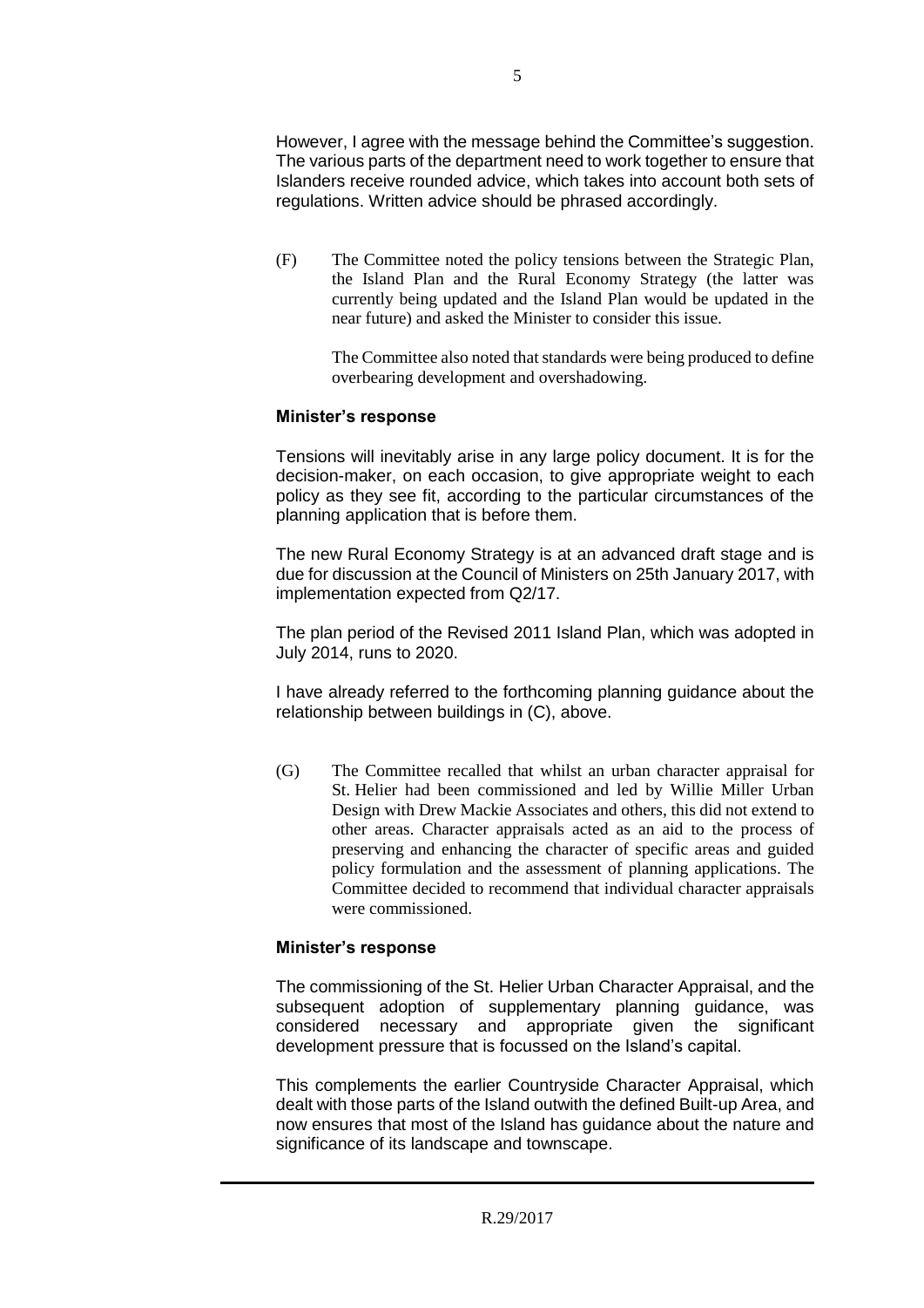However, I agree with the message behind the Committee's suggestion. The various parts of the department need to work together to ensure that Islanders receive rounded advice, which takes into account both sets of regulations. Written advice should be phrased accordingly.

(F) The Committee noted the policy tensions between the Strategic Plan, the Island Plan and the Rural Economy Strategy (the latter was currently being updated and the Island Plan would be updated in the near future) and asked the Minister to consider this issue.

The Committee also noted that standards were being produced to define overbearing development and overshadowing.

**Minister's response**

Tensions will inevitably arise in any large policy document. It is for the decision-maker, on each occasion, to give appropriate weight to each policy as they see fit, according to the particular circumstances of the planning application that is before them.

The new Rural Economy Strategy is at an advanced draft stage and is due for discussion at the Council of Ministers on 25th January 2017, with implementation expected from Q2/17.

The plan period of the Revised 2011 Island Plan, which was adopted in July 2014, runs to 2020.

I have already referred to the forthcoming planning guidance about the relationship between buildings in (C), above.

(G) The Committee recalled that whilst an urban character appraisal for St. Helier had been commissioned and led by Willie Miller Urban Design with Drew Mackie Associates and others, this did not extend to other areas. Character appraisals acted as an aid to the process of preserving and enhancing the character of specific areas and guided policy formulation and the assessment of planning applications. The Committee decided to recommend that individual character appraisals were commissioned.

**Minister's response**

The commissioning of the St. Helier Urban Character Appraisal, and the subsequent adoption of supplementary planning guidance, was considered necessary and appropriate given the significant development pressure that is focussed on the Island's capital.

This complements the earlier Countryside Character Appraisal, which dealt with those parts of the Island outwith the defined Built-up Area, and now ensures that most of the Island has guidance about the nature and significance of its landscape and townscape.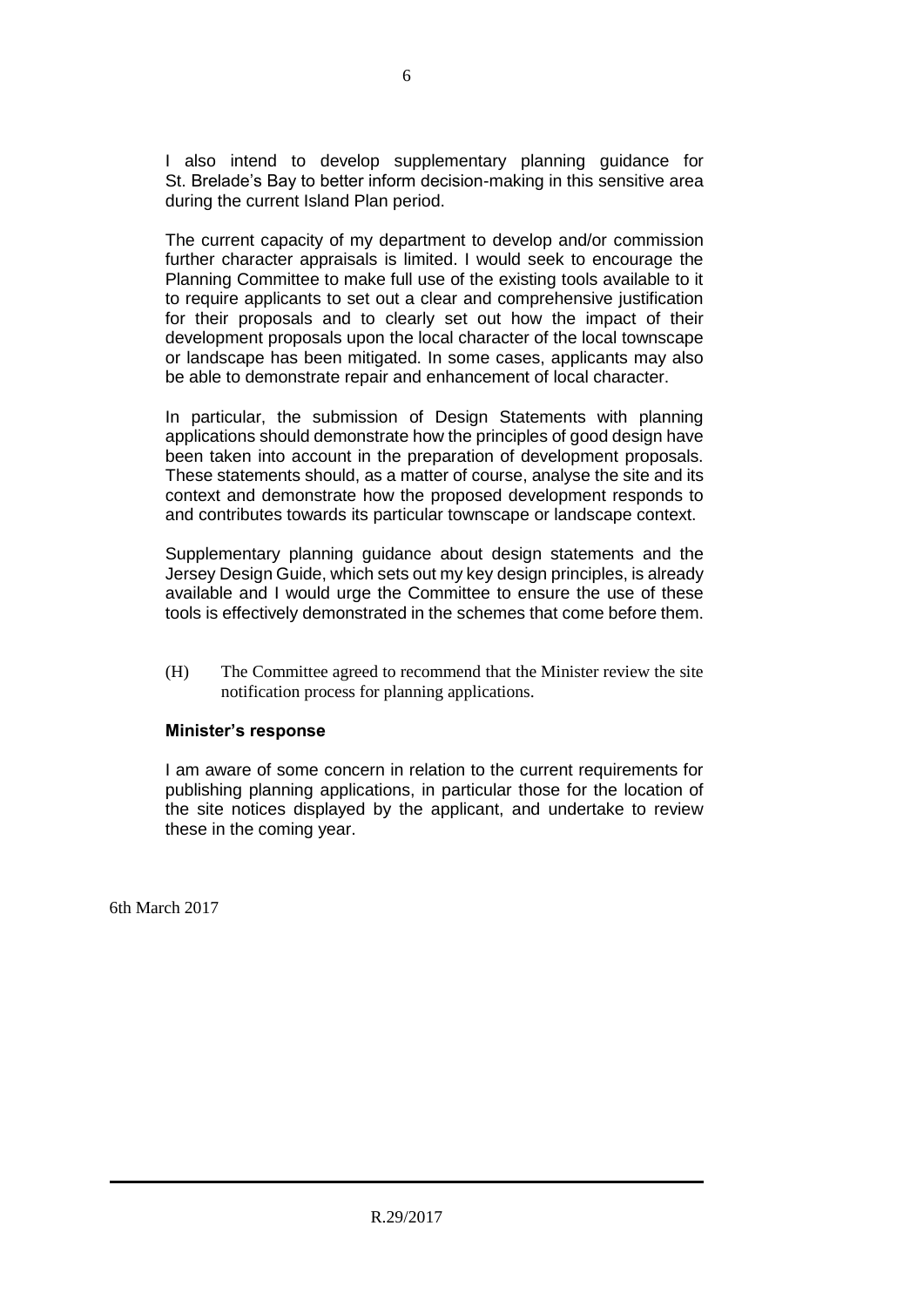I also intend to develop supplementary planning guidance for St. Brelade's Bay to better inform decision-making in this sensitive area during the current Island Plan period.

The current capacity of my department to develop and/or commission further character appraisals is limited. I would seek to encourage the Planning Committee to make full use of the existing tools available to it to require applicants to set out a clear and comprehensive justification for their proposals and to clearly set out how the impact of their development proposals upon the local character of the local townscape or landscape has been mitigated. In some cases, applicants may also be able to demonstrate repair and enhancement of local character.

In particular, the submission of Design Statements with planning applications should demonstrate how the principles of good design have been taken into account in the preparation of development proposals. These statements should, as a matter of course, analyse the site and its context and demonstrate how the proposed development responds to and contributes towards its particular townscape or landscape context.

Supplementary planning guidance about design statements and the Jersey Design Guide, which sets out my key design principles, is already available and I would urge the Committee to ensure the use of these tools is effectively demonstrated in the schemes that come before them.

(H) The Committee agreed to recommend that the Minister review the site notification process for planning applications.

**Minister's response**

I am aware of some concern in relation to the current requirements for publishing planning applications, in particular those for the location of the site notices displayed by the applicant, and undertake to review these in the coming year.

6th March 2017